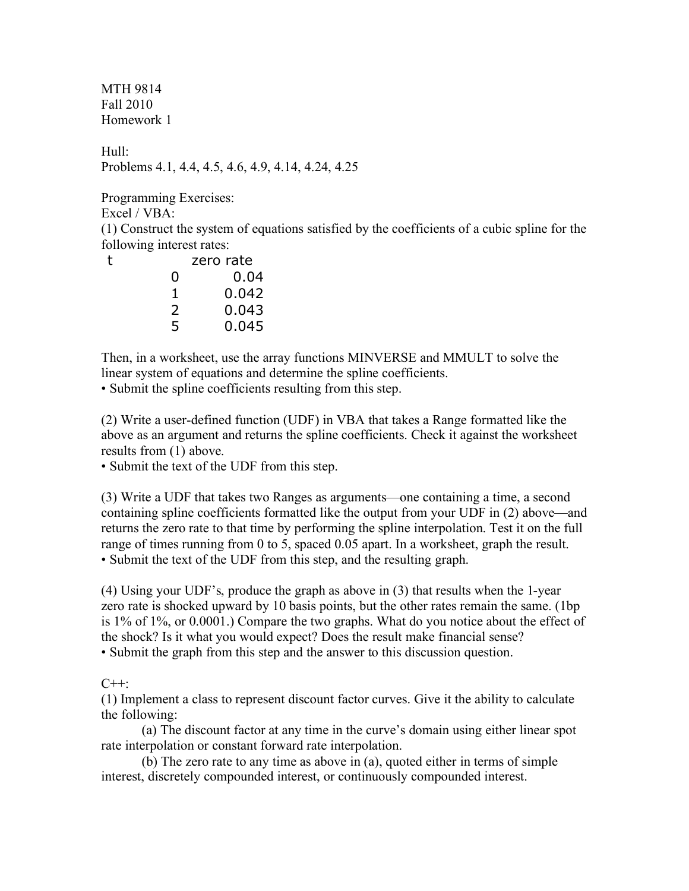MTH 9814
Fall 2010
Homework 1

Hull:
Problems 4.1, 4.4, 4.5, 4.6, 4.9, 4.14, 4.24, 4.25

Programming Exercises:
Excel / VBA:
(1) Construct the system of equations satisfied by the coefficients of a cubic spline for the following interest rates:

| t | zero rate |
|---|---|
| 0 | 0.04 |
| 1 | 0.042 |
| 2 | 0.043 |
| 5 | 0.045 |

Then, in a worksheet, use the array functions MINVERSE and MMULT to solve the linear system of equations and determine the spline coefficients.

- Submit the spline coefficients resulting from this step.

(2) Write a user-defined function (UDF) in VBA that takes a Range formatted like the above as an argument and returns the spline coefficients. Check it against the worksheet results from (1) above.

- Submit the text of the UDF from this step.

(3) Write a UDF that takes two Ranges as arguments—one containing a time, a second containing spline coefficients formatted like the output from your UDF in (2) above—and returns the zero rate to that time by performing the spline interpolation. Test it on the full range of times running from 0 to 5, spaced 0.05 apart. In a worksheet, graph the result.

- Submit the text of the UDF from this step, and the resulting graph.

(4) Using your UDF's, produce the graph as above in (3) that results when the 1-year zero rate is shocked upward by 10 basis points, but the other rates remain the same. (1bp is 1% of 1%, or 0.0001.) Compare the two graphs. What do you notice about the effect of the shock? Is it what you would expect? Does the result make financial sense?

- Submit the graph from this step and the answer to this discussion question.

C++:
(1) Implement a class to represent discount factor curves. Give it the ability to calculate the following:

(a) The discount factor at any time in the curve's domain using either linear spot rate interpolation or constant forward rate interpolation.

(b) The zero rate to any time as above in (a), quoted either in terms of simple interest, discretely compounded interest, or continuously compounded interest.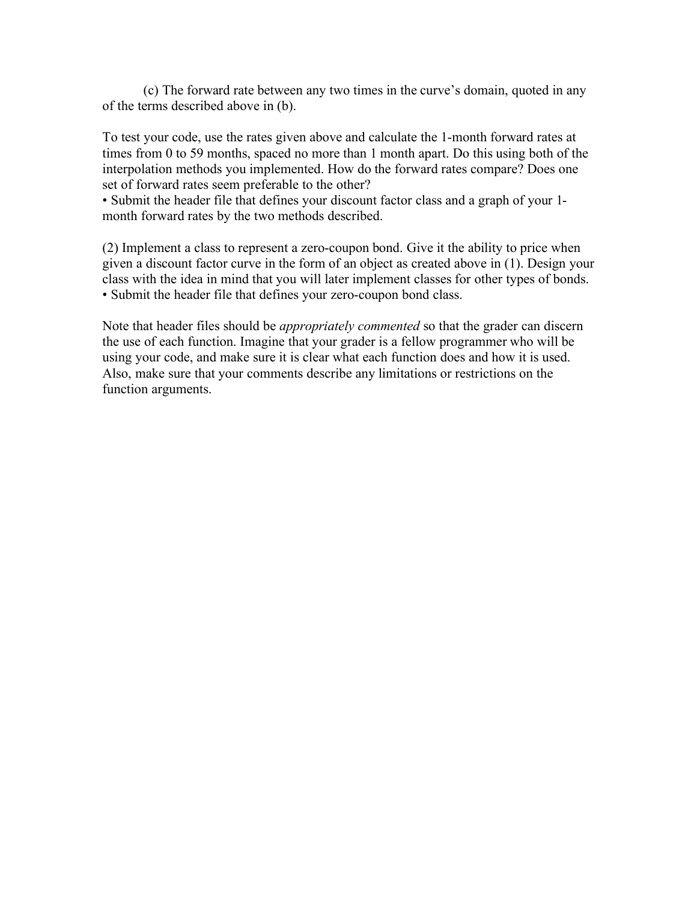(c) The forward rate between any two times in the curve's domain, quoted in any of the terms described above in (b).

To test your code, use the rates given above and calculate the 1-month forward rates at times from 0 to 59 months, spaced no more than 1 month apart. Do this using both of the interpolation methods you implemented. How do the forward rates compare? Does one set of forward rates seem preferable to the other?

- Submit the header file that defines your discount factor class and a graph of your 1-month forward rates by the two methods described.

(2) Implement a class to represent a zero-coupon bond. Give it the ability to price when given a discount factor curve in the form of an object as created above in (1). Design your class with the idea in mind that you will later implement classes for other types of bonds.

- Submit the header file that defines your zero-coupon bond class.

Note that header files should be *appropriately commented* so that the grader can discern the use of each function. Imagine that your grader is a fellow programmer who will be using your code, and make sure it is clear what each function does and how it is used. Also, make sure that your comments describe any limitations or restrictions on the function arguments.